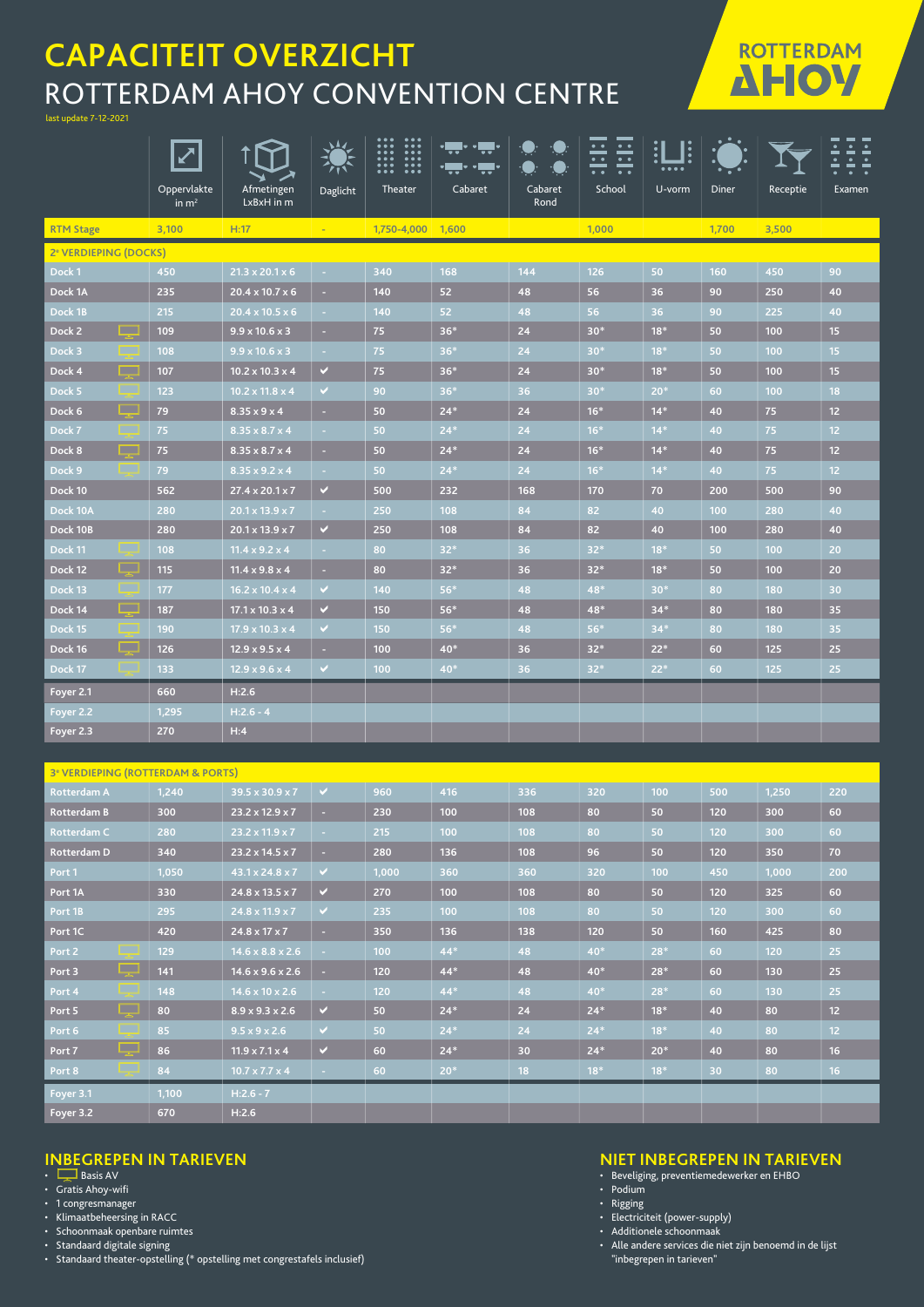# CAPACITEIT OVERZICHT

## ROTTERDAM AHOY CONVENTION CENTRE

last update 7-12-2021

ROTTERDAM AHOY

| | Oppervlakte in m² | Afmetingen LxBxH in m | Daglicht | Theater | Cabaret | Cabaret Rond | School | U-vorm | Diner | Receptie | Examen |
|---|---|---|---|---|---|---|---|---|---|---|---|
| RTM Stage | 3,100 | H:17 | - | 1,750-4,000 | 1,600 | | 1,000 | | 1,700 | 3,500 | |
| **2e VERDIEPING (DOCKS)** | | | | | | | | | | | |
| Dock 1 | 450 | 21.3 x 20.1 x 6 | - | 340 | 168 | 144 | 126 | 50 | 160 | 450 | 90 |
| Dock 1A | 235 | 20.4 x 10.7 x 6 | - | 140 | 52 | 48 | 56 | 36 | 90 | 250 | 40 |
| Dock 1B | 215 | 20.4 x 10.5 x 6 | - | 140 | 52 | 48 | 56 | 36 | 90 | 225 | 40 |
| Dock 2 (Basis AV) | 109 | 9.9 x 10.6 x 3 | - | 75 | 36* | 24 | 30* | 18* | 50 | 100 | 15 |
| Dock 3 (Basis AV) | 108 | 9.9 x 10.6 x 3 | - | 75 | 36* | 24 | 30* | 18* | 50 | 100 | 15 |
| Dock 4 (Basis AV) | 107 | 10.2 x 10.3 x 4 | ✔ | 75 | 36* | 24 | 30* | 18* | 50 | 100 | 15 |
| Dock 5 (Basis AV) | 123 | 10.2 x 11.8 x 4 | ✔ | 90 | 36* | 36 | 30* | 20* | 60 | 100 | 18 |
| Dock 6 (Basis AV) | 79 | 8.35 x 9 x 4 | - | 50 | 24* | 24 | 16* | 14* | 40 | 75 | 12 |
| Dock 7 (Basis AV) | 75 | 8.35 x 8.7 x 4 | - | 50 | 24* | 24 | 16* | 14* | 40 | 75 | 12 |
| Dock 8 (Basis AV) | 75 | 8.35 x 8.7 x 4 | - | 50 | 24* | 24 | 16* | 14* | 40 | 75 | 12 |
| Dock 9 (Basis AV) | 79 | 8.35 x 9.2 x 4 | - | 50 | 24* | 24 | 16* | 14* | 40 | 75 | 12 |
| Dock 10 | 562 | 27.4 x 20.1 x 7 | ✔ | 500 | 232 | 168 | 170 | 70 | 200 | 500 | 90 |
| Dock 10A | 280 | 20.1 x 13.9 x 7 | - | 250 | 108 | 84 | 82 | 40 | 100 | 280 | 40 |
| Dock 10B | 280 | 20.1 x 13.9 x 7 | ✔ | 250 | 108 | 84 | 82 | 40 | 100 | 280 | 40 |
| Dock 11 (Basis AV) | 108 | 11.4 x 9.2 x 4 | - | 80 | 32* | 36 | 32* | 18* | 50 | 100 | 20 |
| Dock 12 (Basis AV) | 115 | 11.4 x 9.8 x 4 | - | 80 | 32* | 36 | 32* | 18* | 50 | 100 | 20 |
| Dock 13 (Basis AV) | 177 | 16.2 x 10.4 x 4 | ✔ | 140 | 56* | 48 | 48* | 30* | 80 | 180 | 30 |
| Dock 14 (Basis AV) | 187 | 17.1 x 10.3 x 4 | ✔ | 150 | 56* | 48 | 48* | 34* | 80 | 180 | 35 |
| Dock 15 (Basis AV) | 190 | 17.9 x 10.3 x 4 | ✔ | 150 | 56* | 48 | 56* | 34* | 80 | 180 | 35 |
| Dock 16 (Basis AV) | 126 | 12.9 x 9.5 x 4 | - | 100 | 40* | 36 | 32* | 22* | 60 | 125 | 25 |
| Dock 17 (Basis AV) | 133 | 12.9 x 9.6 x 4 | ✔ | 100 | 40* | 36 | 32* | 22* | 60 | 125 | 25 |
| Foyer 2.1 | 660 | H:2.6 | | | | | | | | | |
| Foyer 2.2 | 1,295 | H:2.6 - 4 | | | | | | | | | |
| Foyer 2.3 | 270 | H:4 | | | | | | | | | |
| **3e VERDIEPING (ROTTERDAM & PORTS)** | | | | | | | | | | | |
| Rotterdam A | 1,240 | 39.5 x 30.9 x 7 | ✔ | 960 | 416 | 336 | 320 | 100 | 500 | 1,250 | 220 |
| Rotterdam B | 300 | 23.2 x 12.9 x 7 | - | 230 | 100 | 108 | 80 | 50 | 120 | 300 | 60 |
| Rotterdam C | 280 | 23.2 x 11.9 x 7 | - | 215 | 100 | 108 | 80 | 50 | 120 | 300 | 60 |
| Rotterdam D | 340 | 23.2 x 14.5 x 7 | - | 280 | 136 | 108 | 96 | 50 | 120 | 350 | 70 |
| Port 1 | 1,050 | 43.1 x 24.8 x 7 | ✔ | 1,000 | 360 | 360 | 320 | 100 | 450 | 1,000 | 200 |
| Port 1A | 330 | 24.8 x 13.5 x 7 | ✔ | 270 | 100 | 108 | 80 | 50 | 120 | 325 | 60 |
| Port 1B | 295 | 24.8 x 11.9 x 7 | ✔ | 235 | 100 | 108 | 80 | 50 | 120 | 300 | 60 |
| Port 1C | 420 | 24.8 x 17 x 7 | - | 350 | 136 | 138 | 120 | 50 | 160 | 425 | 80 |
| Port 2 (Basis AV) | 129 | 14.6 x 8.8 x 2.6 | - | 100 | 44* | 48 | 40* | 28* | 60 | 120 | 25 |
| Port 3 (Basis AV) | 141 | 14.6 x 9.6 x 2.6 | - | 120 | 44* | 48 | 40* | 28* | 60 | 130 | 25 |
| Port 4 (Basis AV) | 148 | 14.6 x 10 x 2.6 | - | 120 | 44* | 48 | 40* | 28* | 60 | 130 | 25 |
| Port 5 (Basis AV) | 80 | 8.9 x 9.3 x 2.6 | ✔ | 50 | 24* | 24 | 24* | 18* | 40 | 80 | 12 |
| Port 6 (Basis AV) | 85 | 9.5 x 9 x 2.6 | ✔ | 50 | 24* | 24 | 24* | 18* | 40 | 80 | 12 |
| Port 7 (Basis AV) | 86 | 11.9 x 7.1 x 4 | ✔ | 60 | 24* | 30 | 24* | 20* | 40 | 80 | 16 |
| Port 8 (Basis AV) | 84 | 10.7 x 7.7 x 4 | - | 60 | 20* | 18 | 18* | 18* | 30 | 80 | 16 |
| Foyer 3.1 | 1,100 | H:2.6 - 7 | | | | | | | | | |
| Foyer 3.2 | 670 | H:2.6 | | | | | | | | | |

## INBEGREPEN IN TARIEVEN

- Basis AV
- Gratis Ahoy-wifi
- 1 congresmanager
- Klimaatbeheersing in RACC
- Schoonmaak openbare ruimtes
- Standaard digitale signing
- Standaard theater-opstelling (* opstelling met congrestafels inclusief)

## NIET INBEGREPEN IN TARIEVEN

- Beveiliging, preventiemedewerker en EHBO
- Podium
- Rigging
- Electriciteit (power-supply)
- Additionele schoonmaak
- Alle andere services die niet zijn benoemd in de lijst "inbegrepen in tarieven"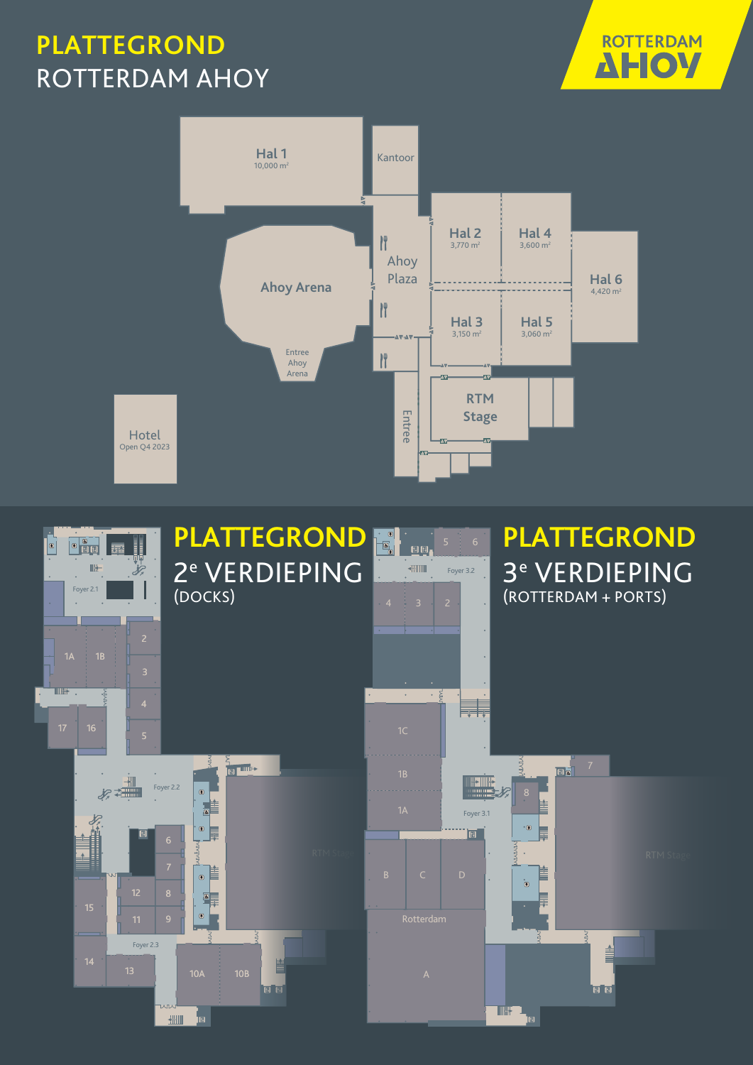# PLATTEGROND
ROTTERDAM AHOY

ROTTERDAM AHOY

Hal 1
10,000 m²

Kantoor

Ahoy Plaza

Hal 2
3,770 m²

Hal 4
3,600 m²

Hal 6
4,420 m²

Ahoy Arena

Hal 3
3,150 m²

Hal 5
3,060 m²

Entree Ahoy Arena

RTM Stage

Entree

Hotel
Open Q4 2023

# PLATTEGROND
## 2e VERDIEPING
(DOCKS)

Foyer 2.1

1A, 1B, 2, 3, 4, 5, 17, 16

Foyer 2.2

RTM Stage

6, 7, 12, 8, 11, 9, 15, 14, 13

Foyer 2.3

10A, 10B

# PLATTEGROND
## 3e VERDIEPING
(ROTTERDAM + PORTS)

5, 6

Foyer 3.2

4, 3, 2

1C, 1B, 1A

Foyer 3.1

7, 8

RTM Stage

B, C, D

Rotterdam

A